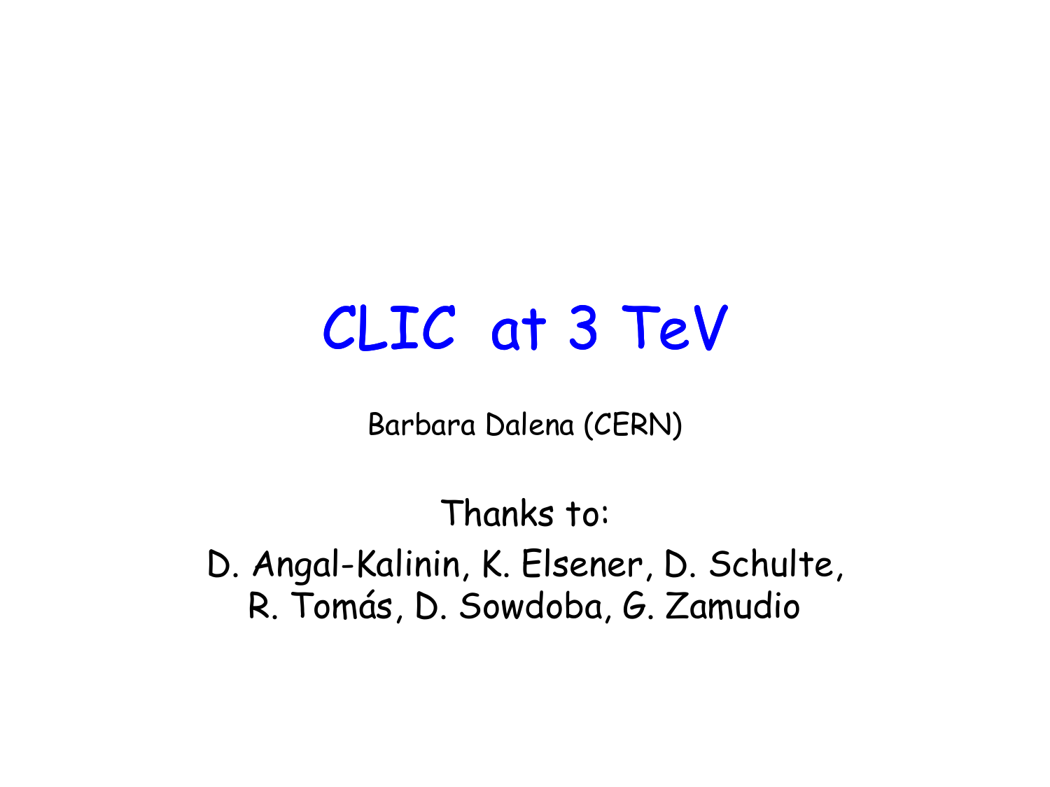# CLIC at 3 TeV

Barbara Dalena (CERN)

Thanks to:

D. Angal-Kalinin, K. Elsener, D. Schulte, R. Tomás, D. Sowdoba, G. Zamudio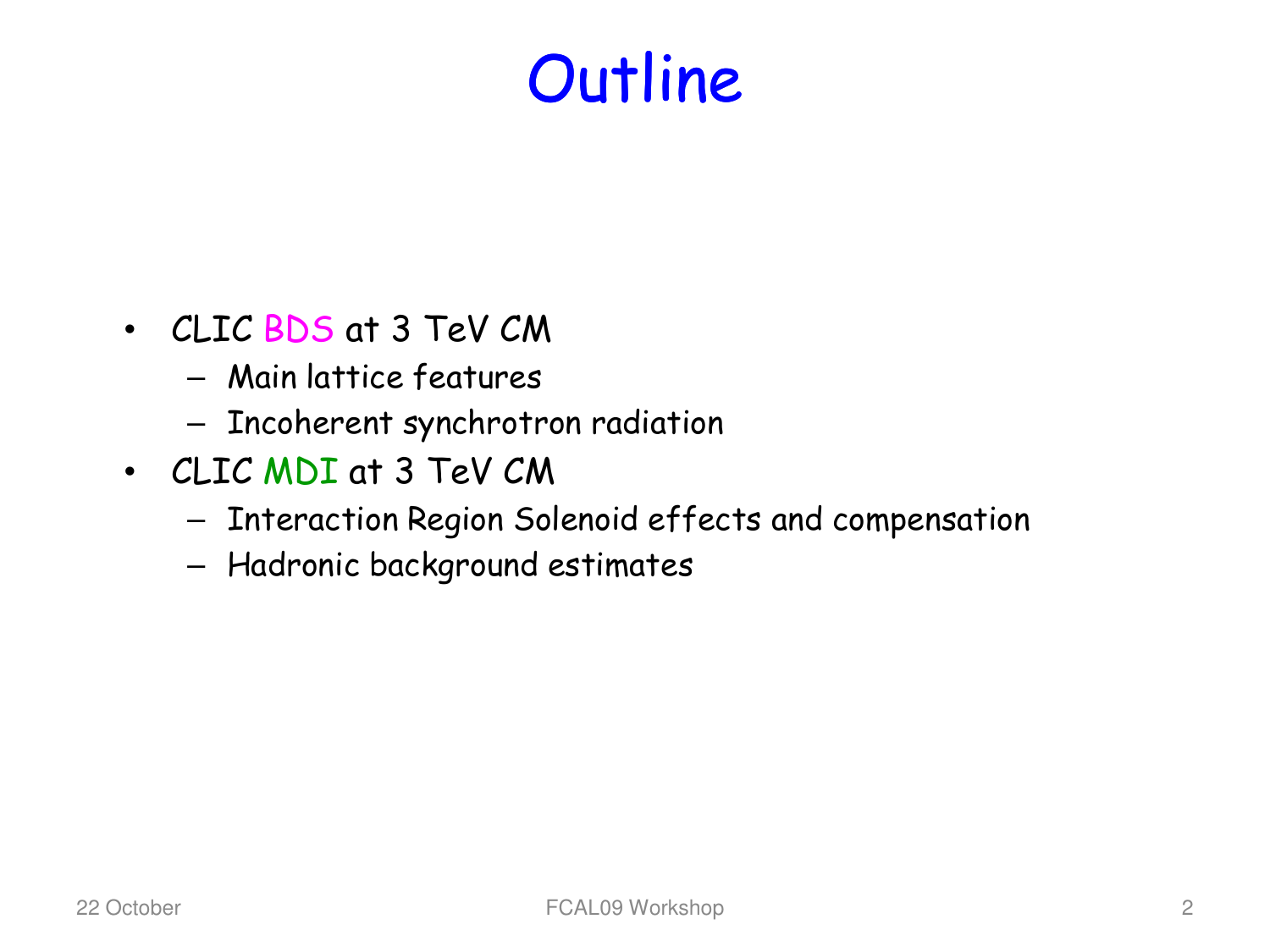# Outline

- CLIC BDS at 3 TeV CM
  - Main lattice features
  - Incoherent synchrotron radiation
- CLIC MDI at 3 TeV CM
  - Interaction Region Solenoid effects and compensation
  - Hadronic background estimates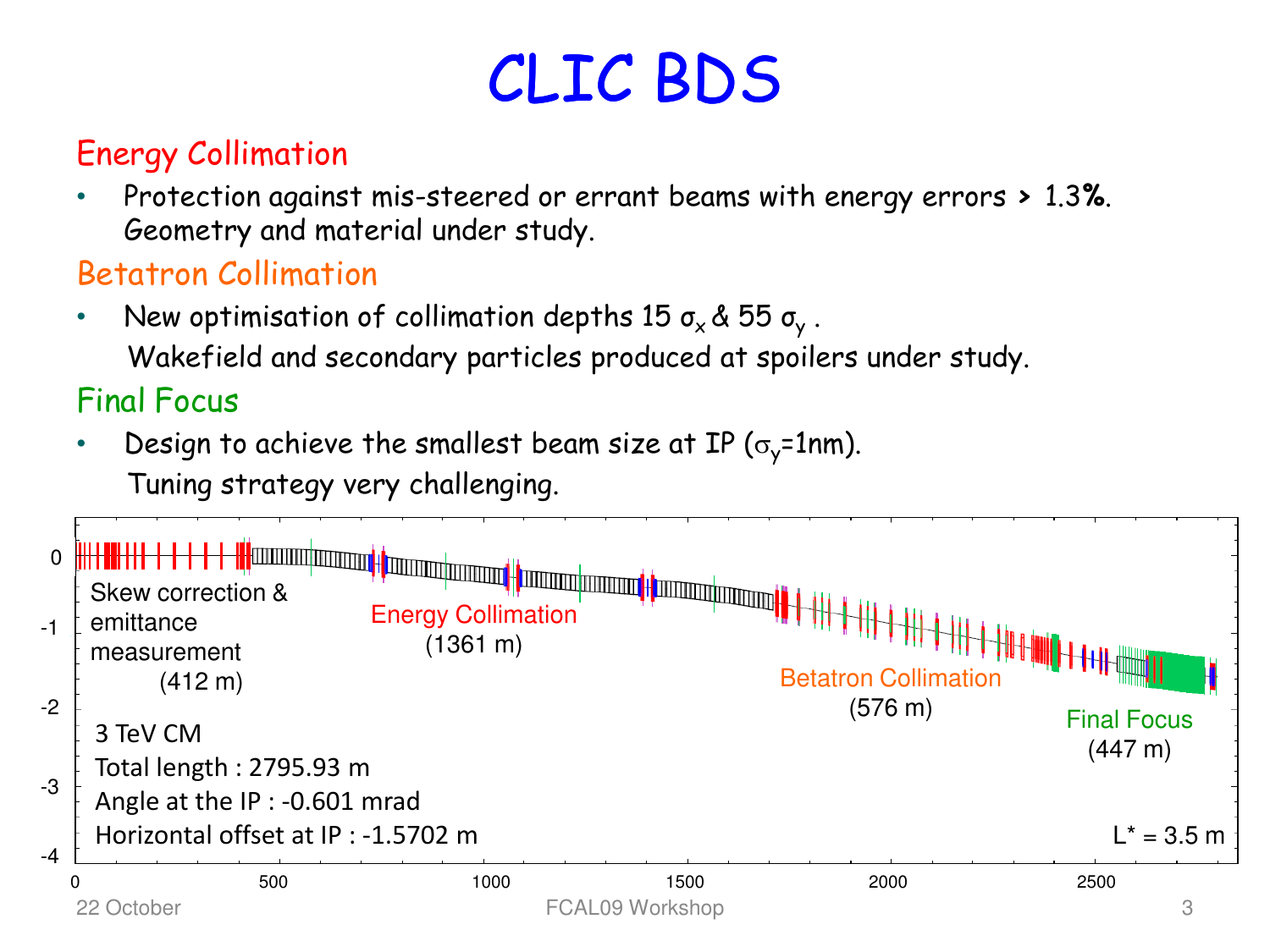# CLIC BDS

## Energy Collimation

- Protection against mis-steered or errant beams with energy errors > 1.3%. Geometry and material under study.

## Betatron Collimation

- New optimisation of collimation depths 15 $\sigma_x$ & 55 $\sigma_y$ .
  Wakefield and secondary particles produced at spoilers under study.

## Final Focus

- Design to achieve the smallest beam size at IP ($\sigma_y$=1nm).
  Tuning strategy very challenging.

Skew correction & emittance measurement (412 m)

Energy Collimation (1361 m)

Betatron Collimation (576 m)

Final Focus (447 m)

3 TeV CM

Total length : 2795.93 m

Angle at the IP : -0.601 mrad

Horizontal offset at IP : -1.5702 m

L* = 3.5 m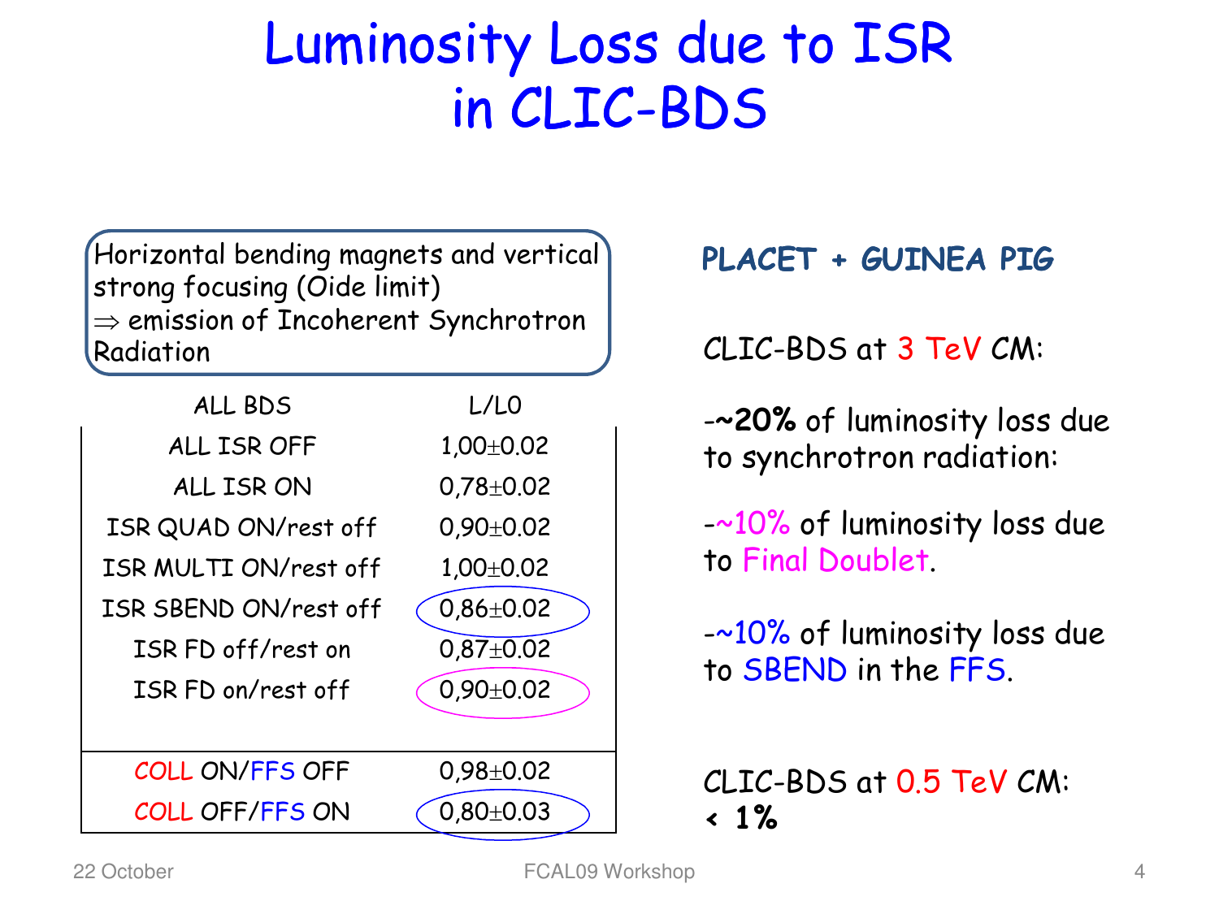# Luminosity Loss due to ISR in CLIC-BDS

Horizontal bending magnets and vertical strong focusing (Oide limit)
$\Rightarrow$ emission of Incoherent Synchrotron Radiation

| ALL BDS | L/L0 |
|---|---|
| ALL ISR OFF | 1,00±0.02 |
| ALL ISR ON | 0,78±0.02 |
| ISR QUAD ON/rest off | 0,90±0.02 |
| ISR MULTI ON/rest off | 1,00±0.02 |
| ISR SBEND ON/rest off | 0,86±0.02 |
| ISR FD off/rest on | 0,87±0.02 |
| ISR FD on/rest off | 0,90±0.02 |
| COLL ON/FFS OFF | 0,98±0.02 |
| COLL OFF/FFS ON | 0,80±0.03 |

**PLACET + GUINEA PIG**

CLIC-BDS at 3 TeV CM:

- **~20%** of luminosity loss due to synchrotron radiation:

- ~10% of luminosity loss due to Final Doublet.

- ~10% of luminosity loss due to SBEND in the FFS.

CLIC-BDS at 0.5 TeV CM:
**< 1%**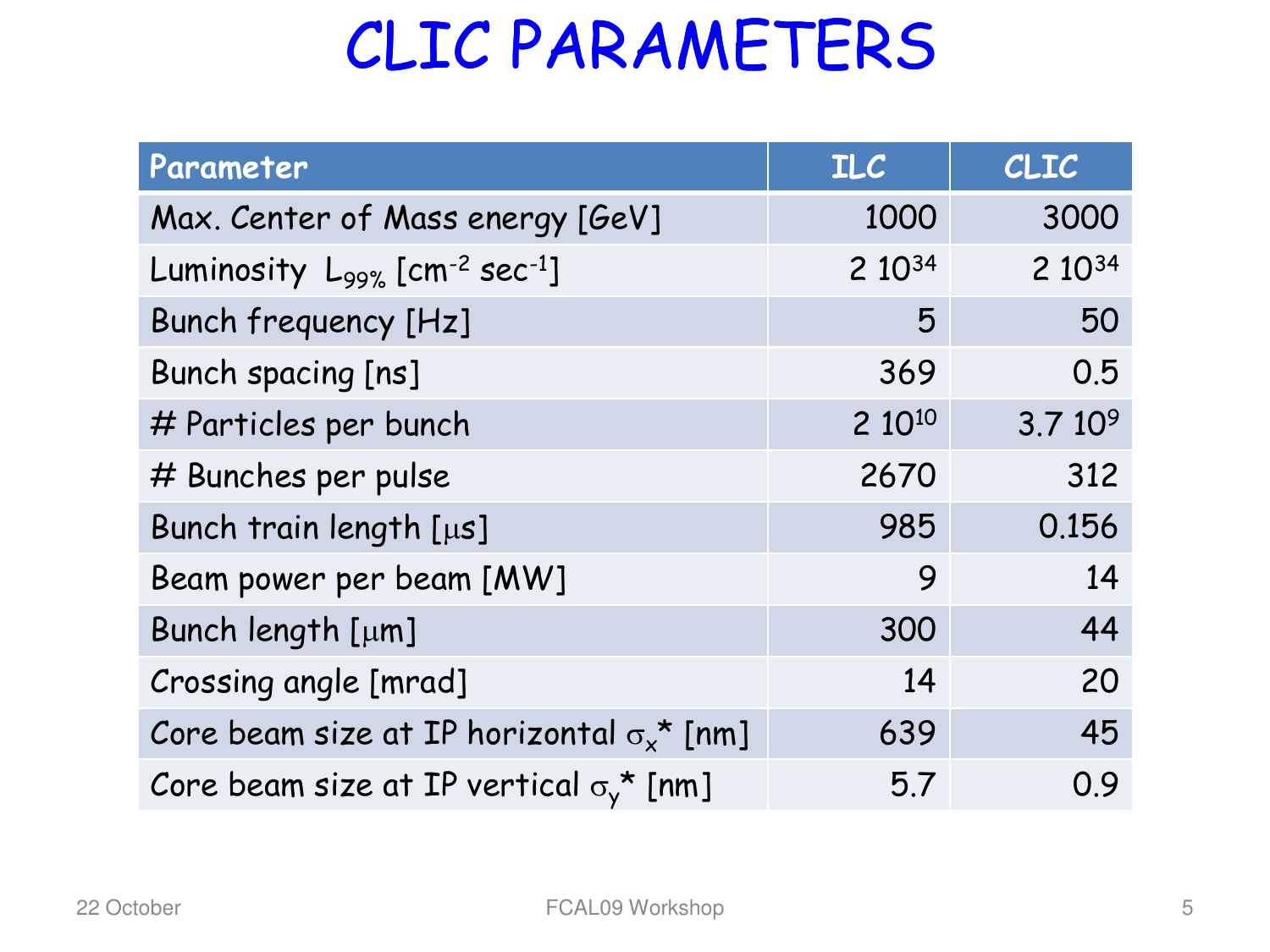# CLIC PARAMETERS

| Parameter | ILC | CLIC |
|---|---|---|
| Max. Center of Mass energy [GeV] | 1000 | 3000 |
| Luminosity $L_{99\%}$ [$cm^{-2}$ $sec^{-1}$] | $2\ 10^{34}$ | $2\ 10^{34}$ |
| Bunch frequency [Hz] | 5 | 50 |
| Bunch spacing [ns] | 369 | 0.5 |
| # Particles per bunch | $2\ 10^{10}$ | $3.7\ 10^{9}$ |
| # Bunches per pulse | 2670 | 312 |
| Bunch train length [$\mu$s] | 985 | 0.156 |
| Beam power per beam [MW] | 9 | 14 |
| Bunch length [$\mu$m] | 300 | 44 |
| Crossing angle [mrad] | 14 | 20 |
| Core beam size at IP horizontal $\sigma_x^*$ [nm] | 639 | 45 |
| Core beam size at IP vertical $\sigma_y^*$ [nm] | 5.7 | 0.9 |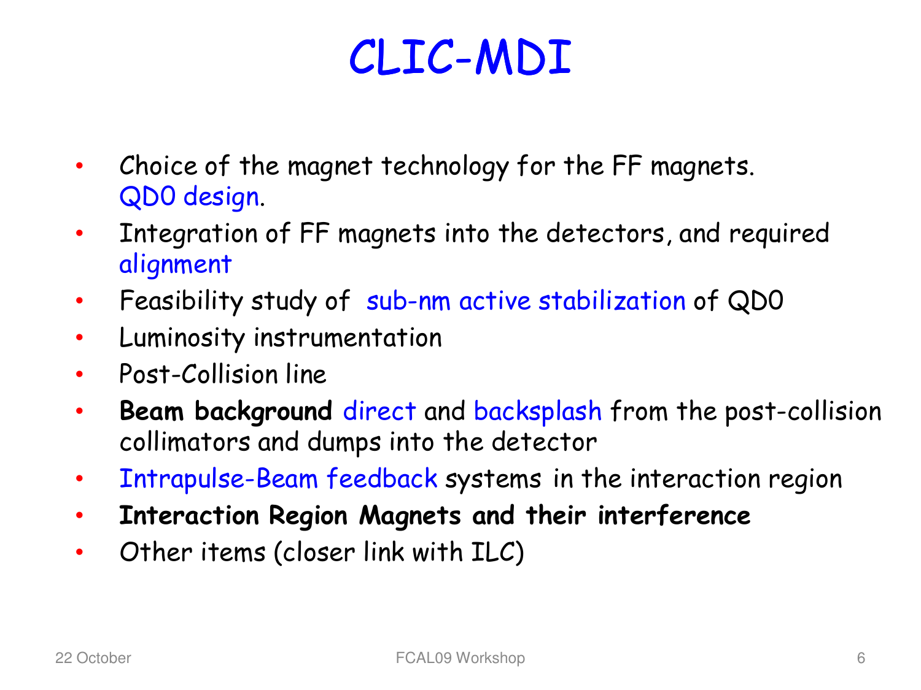# CLIC-MDI

- Choice of the magnet technology for the FF magnets. QD0 design.
- Integration of FF magnets into the detectors, and required alignment
- Feasibility study of sub-nm active stabilization of QD0
- Luminosity instrumentation
- Post-Collision line
- **Beam background** direct and backsplash from the post-collision collimators and dumps into the detector
- Intrapulse-Beam feedback systems in the interaction region
- **Interaction Region Magnets and their interference**
- Other items (closer link with ILC)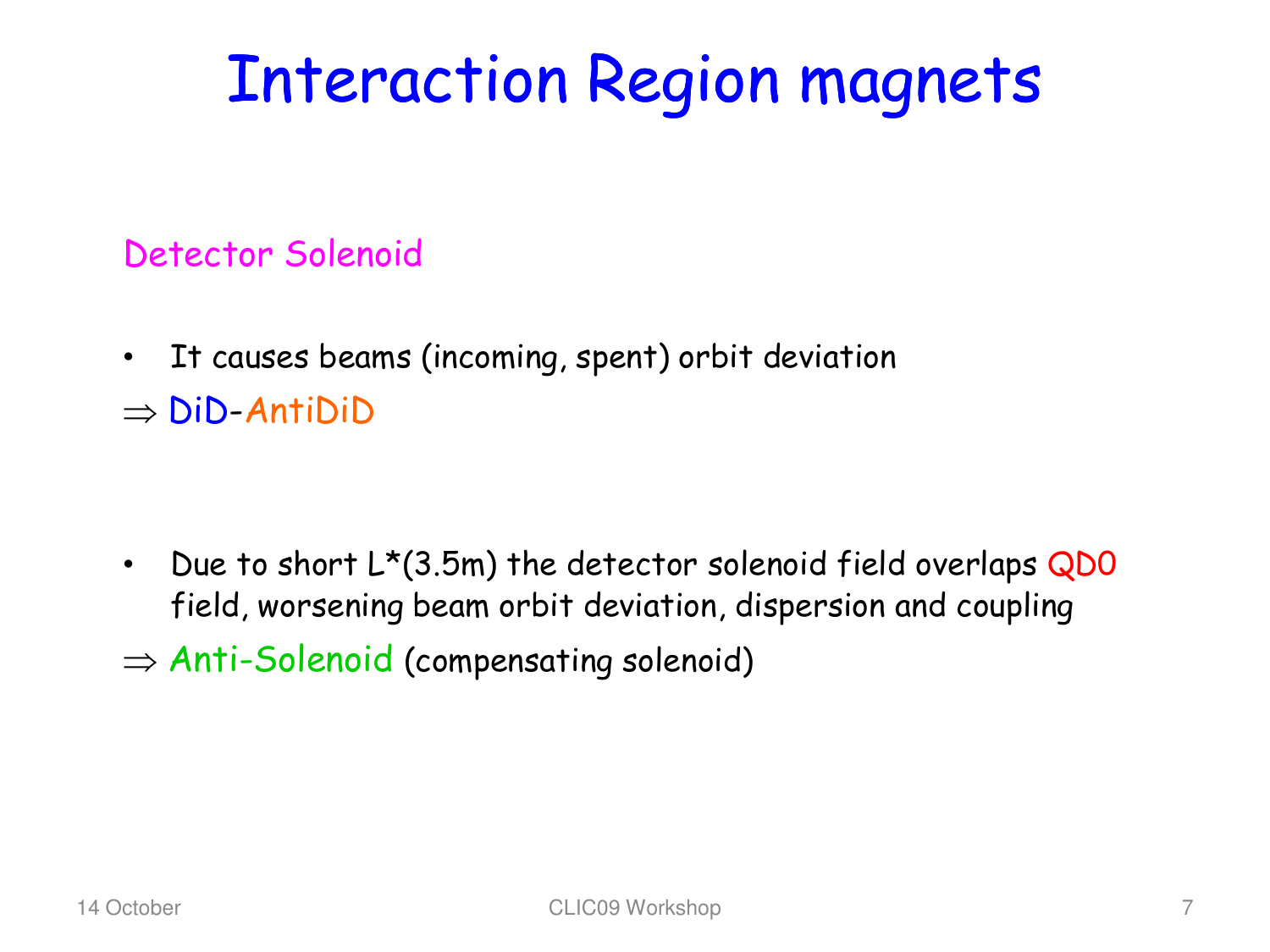# Interaction Region magnets

## Detector Solenoid

- It causes beams (incoming, spent) orbit deviation

$\Rightarrow$ DiD-AntiDiD

- Due to short L*(3.5m) the detector solenoid field overlaps QD0 field, worsening beam orbit deviation, dispersion and coupling

$\Rightarrow$ Anti-Solenoid (compensating solenoid)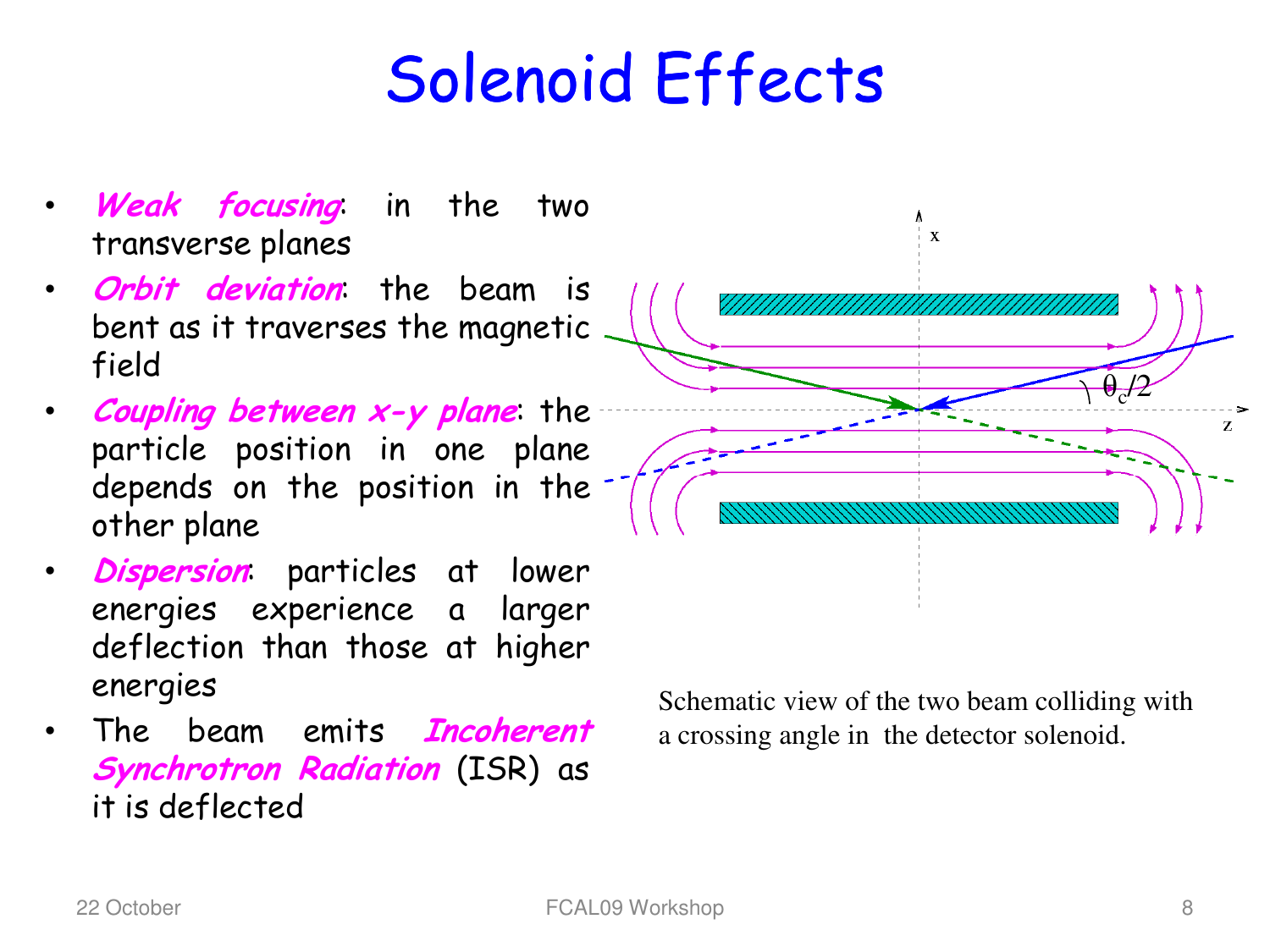# Solenoid Effects

- ***Weak focusing***: in the two transverse planes
- ***Orbit deviation***: the beam is bent as it traverses the magnetic field
- ***Coupling between x-y plane***: the particle position in one plane depends on the position in the other plane
- ***Dispersion***: particles at lower energies experience a larger deflection than those at higher energies
- The beam emits ***Incoherent Synchrotron Radiation*** (ISR) as it is deflected

Schematic view of the two beam colliding with a crossing angle in the detector solenoid.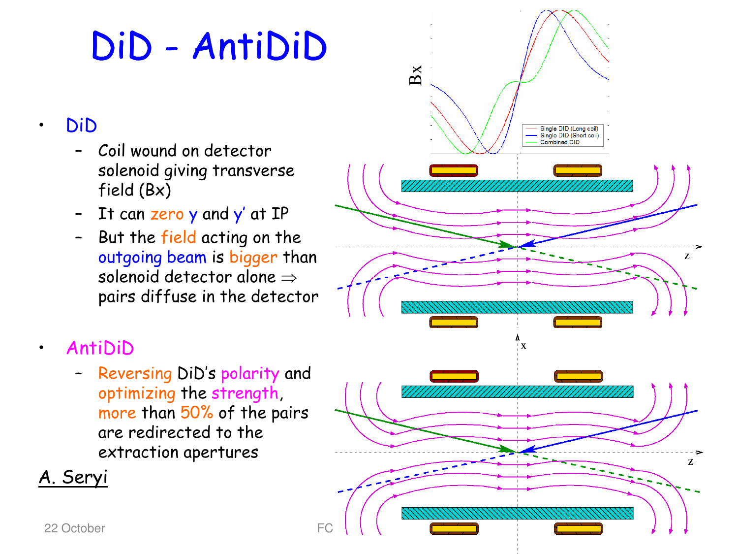# DiD - AntiDiD

- DiD
  - Coil wound on detector solenoid giving transverse field (Bx)
  - It can zero y and y' at IP
  - But the field acting on the outgoing beam is bigger than solenoid detector alone ⇒ pairs diffuse in the detector
- AntiDiD
  - Reversing DiD's polarity and optimizing the strength, more than 50% of the pairs are redirected to the extraction apertures

A. Seryi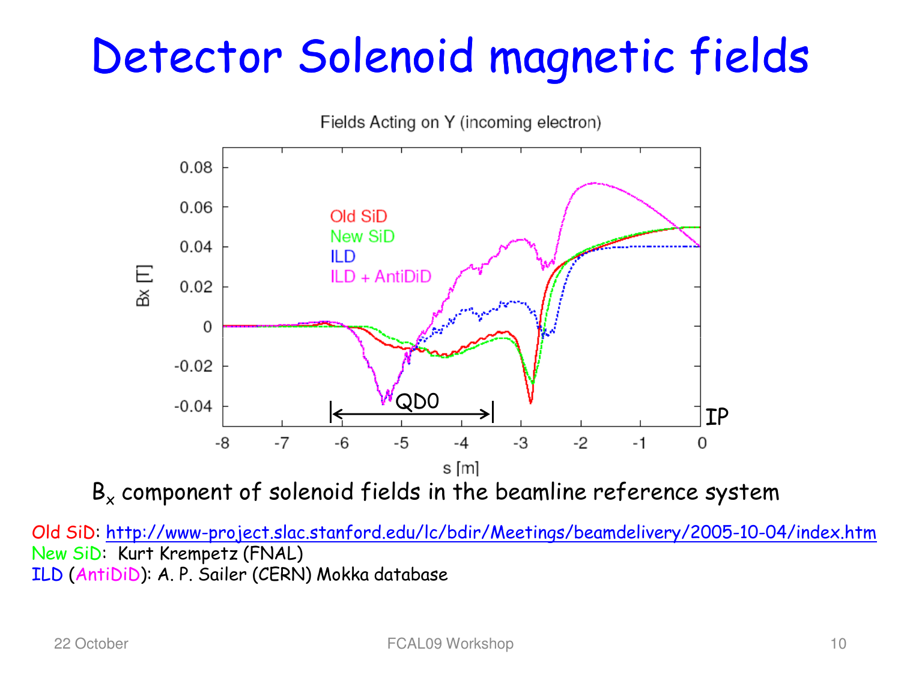# Detector Solenoid magnetic fields

$B_x$ component of solenoid fields in the beamline reference system

Old SiD: http://www-project.slac.stanford.edu/lc/bdir/Meetings/beamdelivery/2005-10-04/index.htm

New SiD: Kurt Krempetz (FNAL)

ILD (AntiDiD): A. P. Sailer (CERN) Mokka database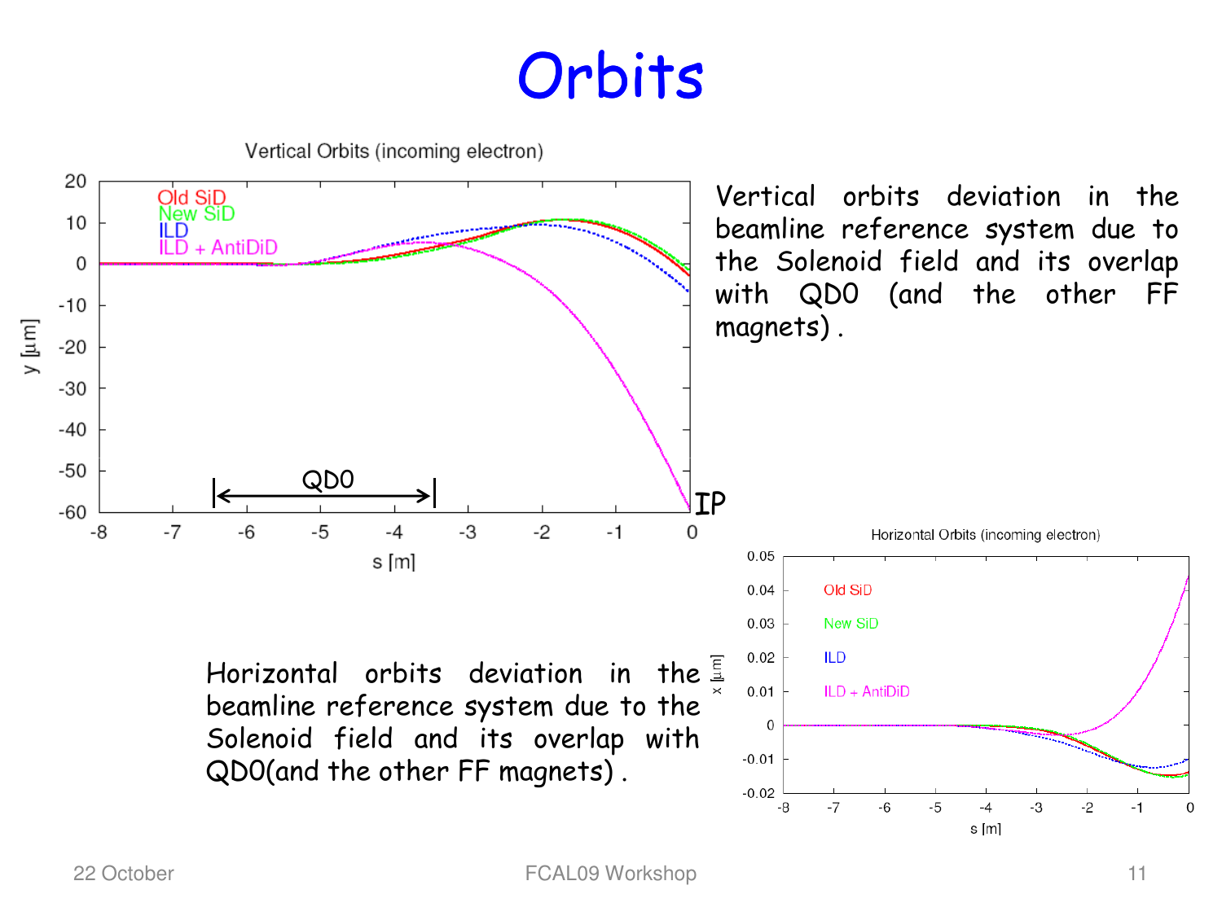# Orbits

Vertical orbits deviation in the beamline reference system due to the Solenoid field and its overlap with QD0 (and the other FF magnets) .

Horizontal orbits deviation in the beamline reference system due to the Solenoid field and its overlap with QD0(and the other FF magnets) .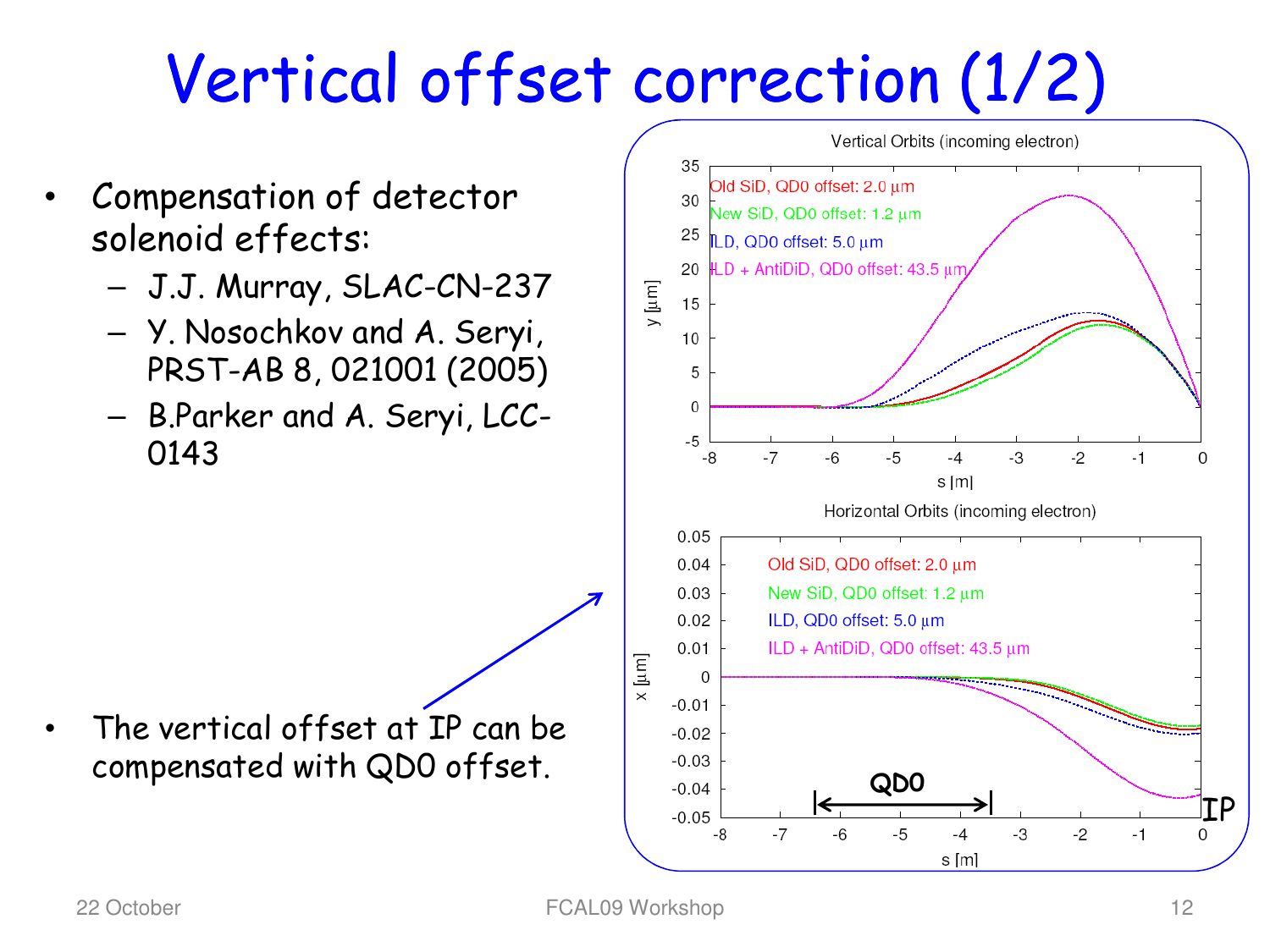# Vertical offset correction (1/2)

- Compensation of detector solenoid effects:
  - J.J. Murray, SLAC-CN-237
  - Y. Nosochkov and A. Seryi, PRST-AB 8, 021001 (2005)
  - B.Parker and A. Seryi, LCC-0143

- The vertical offset at IP can be compensated with QD0 offset.

Vertical Orbits (incoming electron)

- Old SiD, QD0 offset: 2.0 μm
- New SiD, QD0 offset: 1.2 μm
- ILD, QD0 offset: 5.0 μm
- ILD + AntiDiD, QD0 offset: 43.5 μm

Horizontal Orbits (incoming electron)

- Old SiD, QD0 offset: 2.0 μm
- New SiD, QD0 offset: 1.2 μm
- ILD, QD0 offset: 5.0 μm
- ILD + AntiDiD, QD0 offset: 43.5 μm

QD0

IP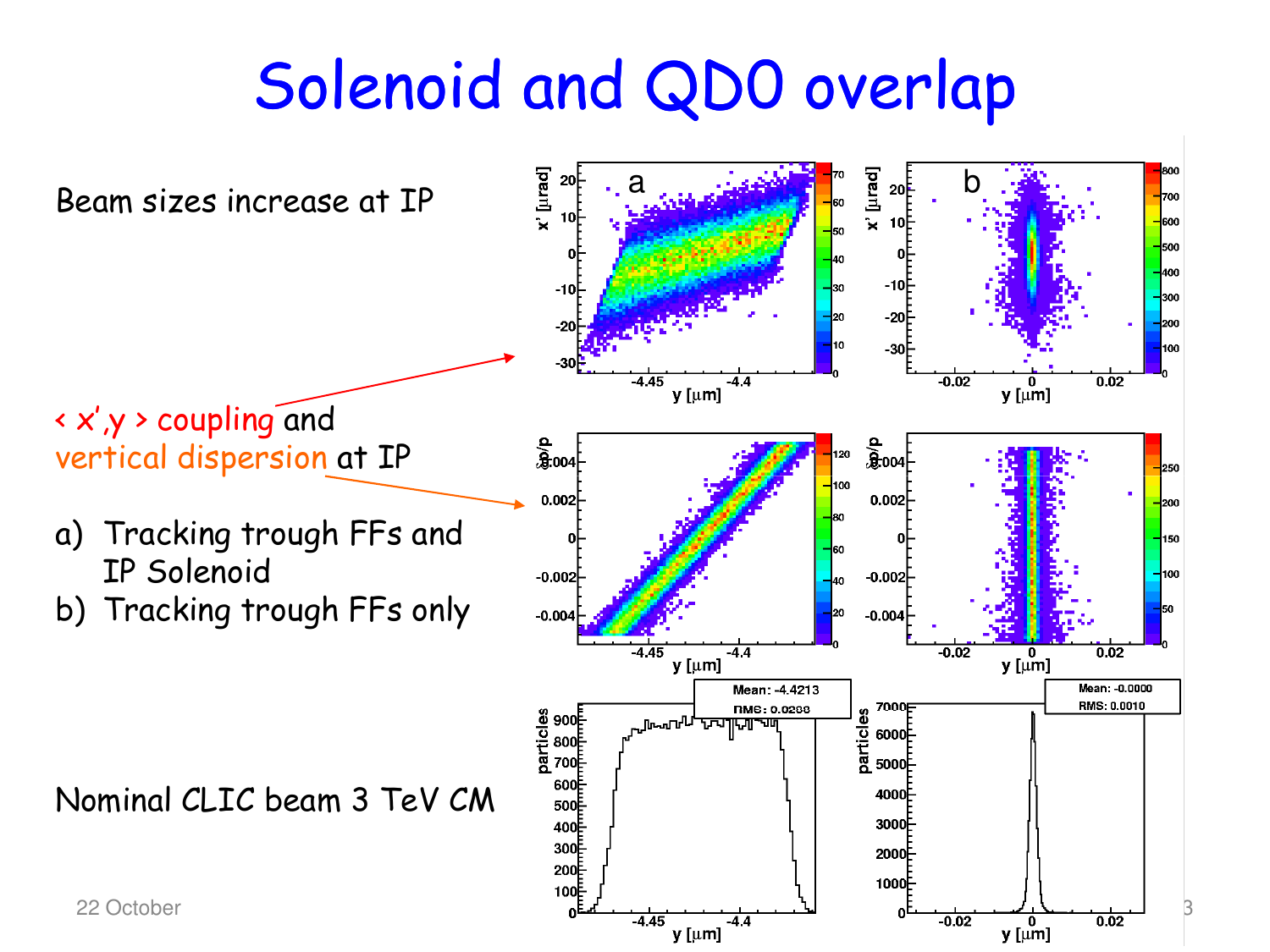# Solenoid and QD0 overlap

Beam sizes increase at IP

$\langle x', y \rangle$ coupling and vertical dispersion at IP

a) Tracking trough FFs and IP Solenoid
b) Tracking trough FFs only

Nominal CLIC beam 3 TeV CM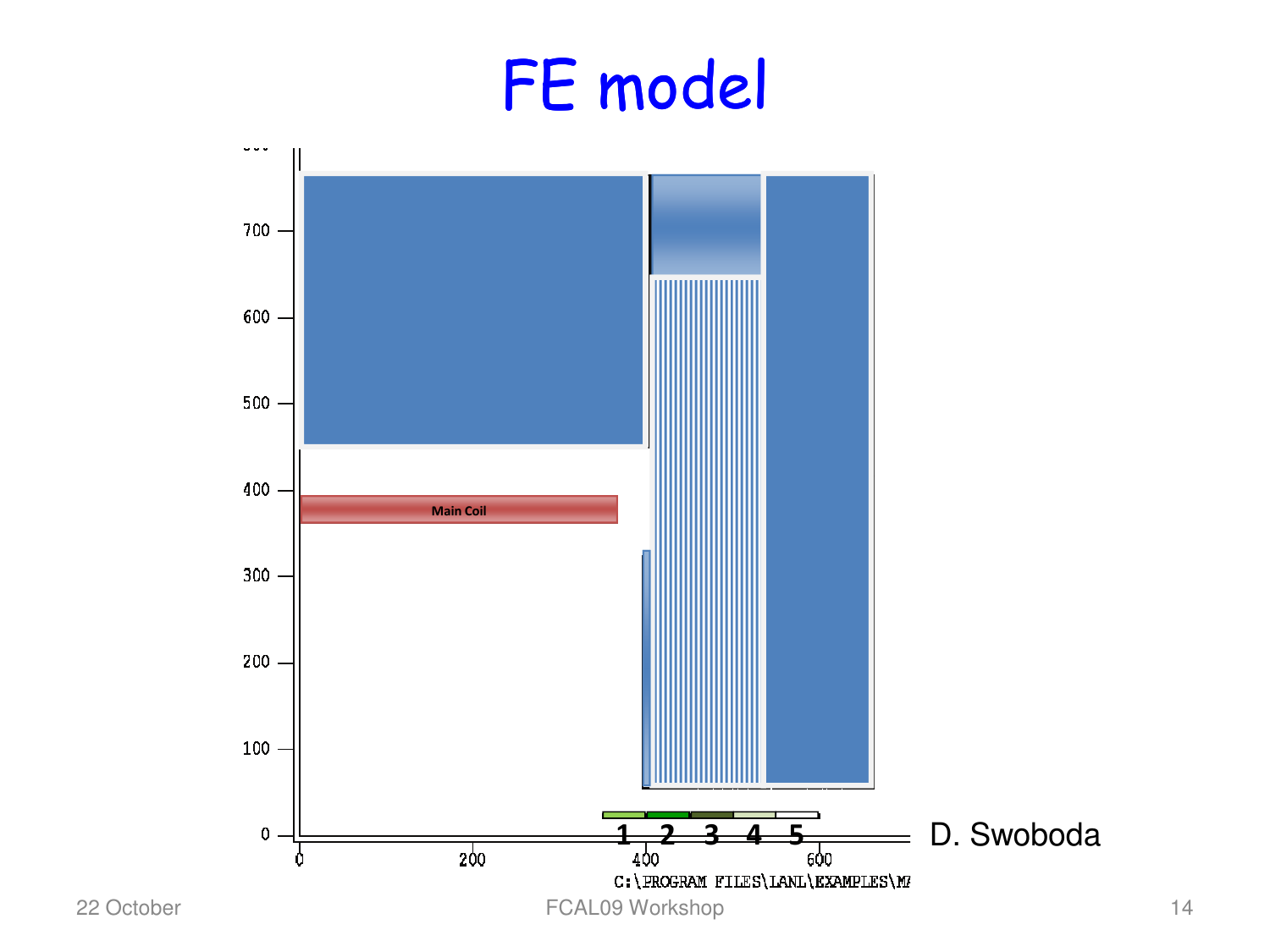# FE model

Main Coil

1 2 3 4 5

D. Swoboda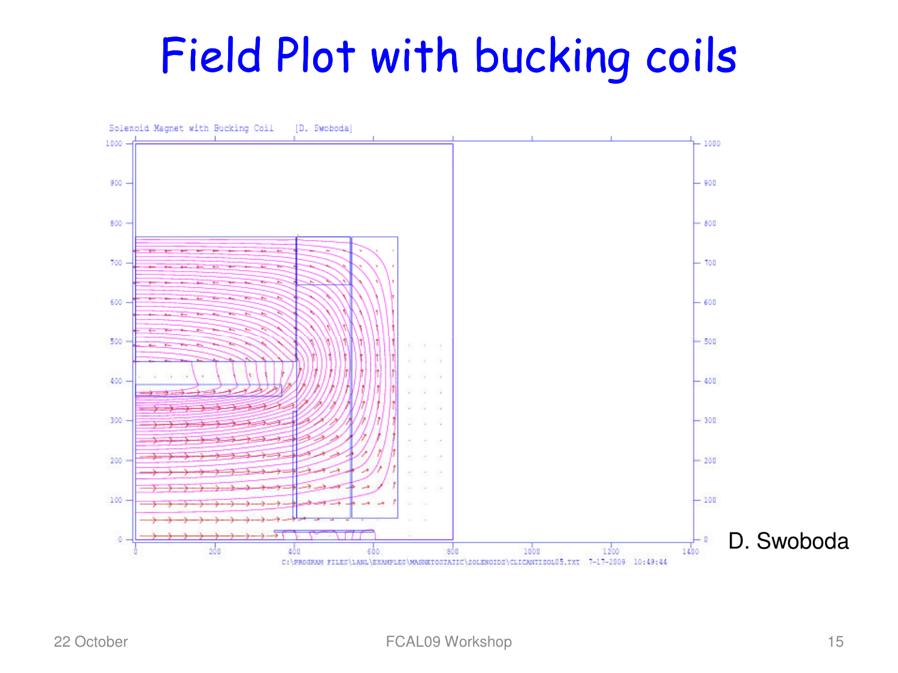# Field Plot with bucking coils

Solenoid Magnet with Bucking Coil [D. Swoboda]

C:\PROGRAM FILES\LANL\EXAMPLES\MAGNETOSTATIC\SOLENOIDS\CLICANTISOL05.TXT 7-17-2009 10:49:44

D. Swoboda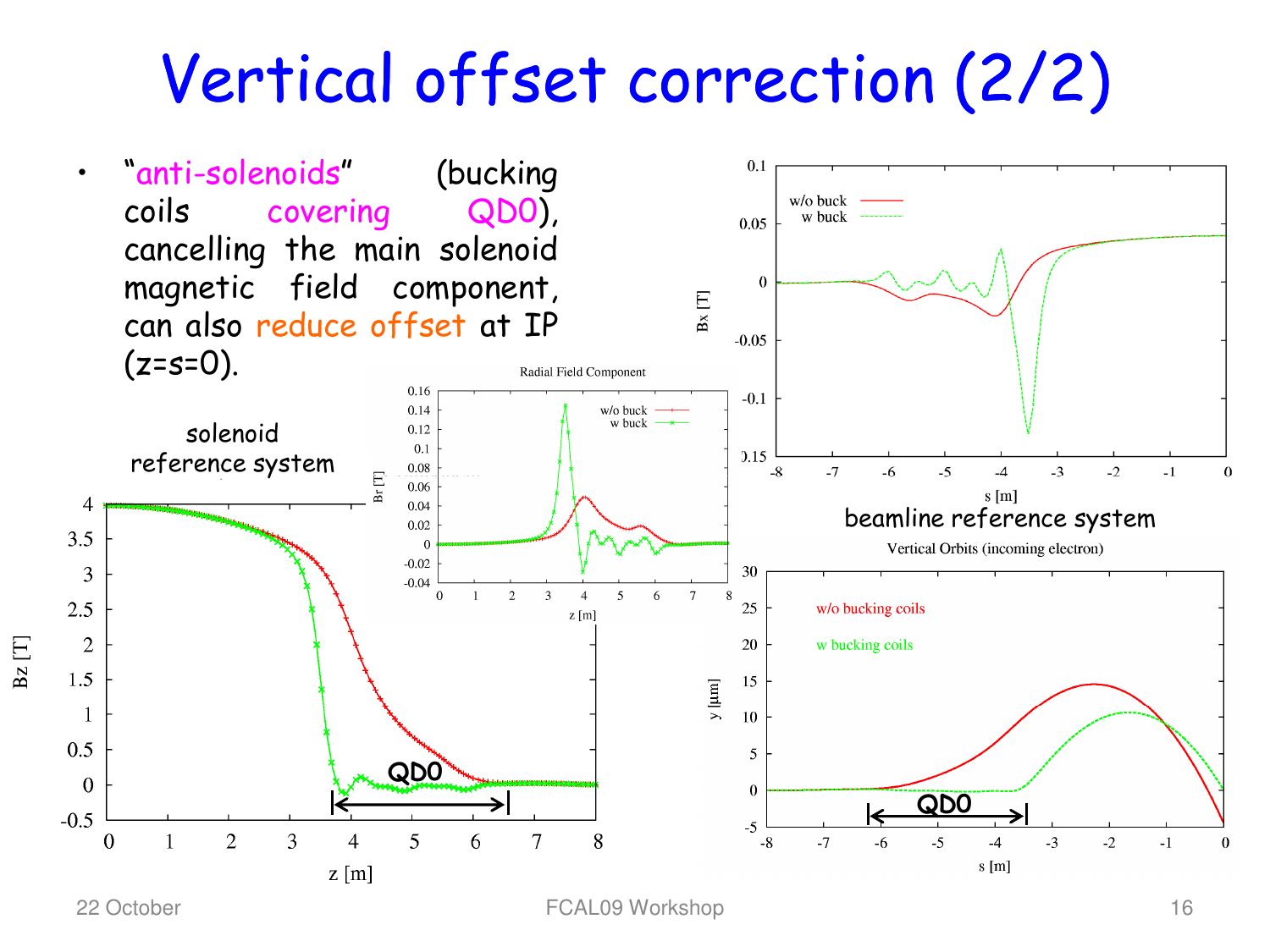# Vertical offset correction (2/2)

- "anti-solenoids" (bucking coils covering QD0), cancelling the main solenoid magnetic field component, can also reduce offset at IP (z=s=0).

solenoid reference system

beamline reference system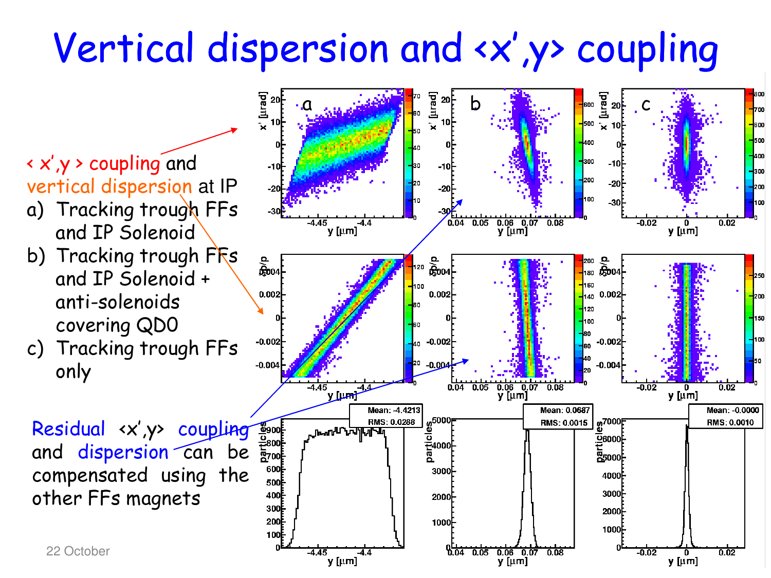# Vertical dispersion and <x',y> coupling

< x',y > coupling and vertical dispersion at IP

a) Tracking trough FFs and IP Solenoid
b) Tracking trough FFs and IP Solenoid + anti-solenoids covering QD0
c) Tracking trough FFs only

Residual <x',y> coupling and dispersion can be compensated using the other FFs magnets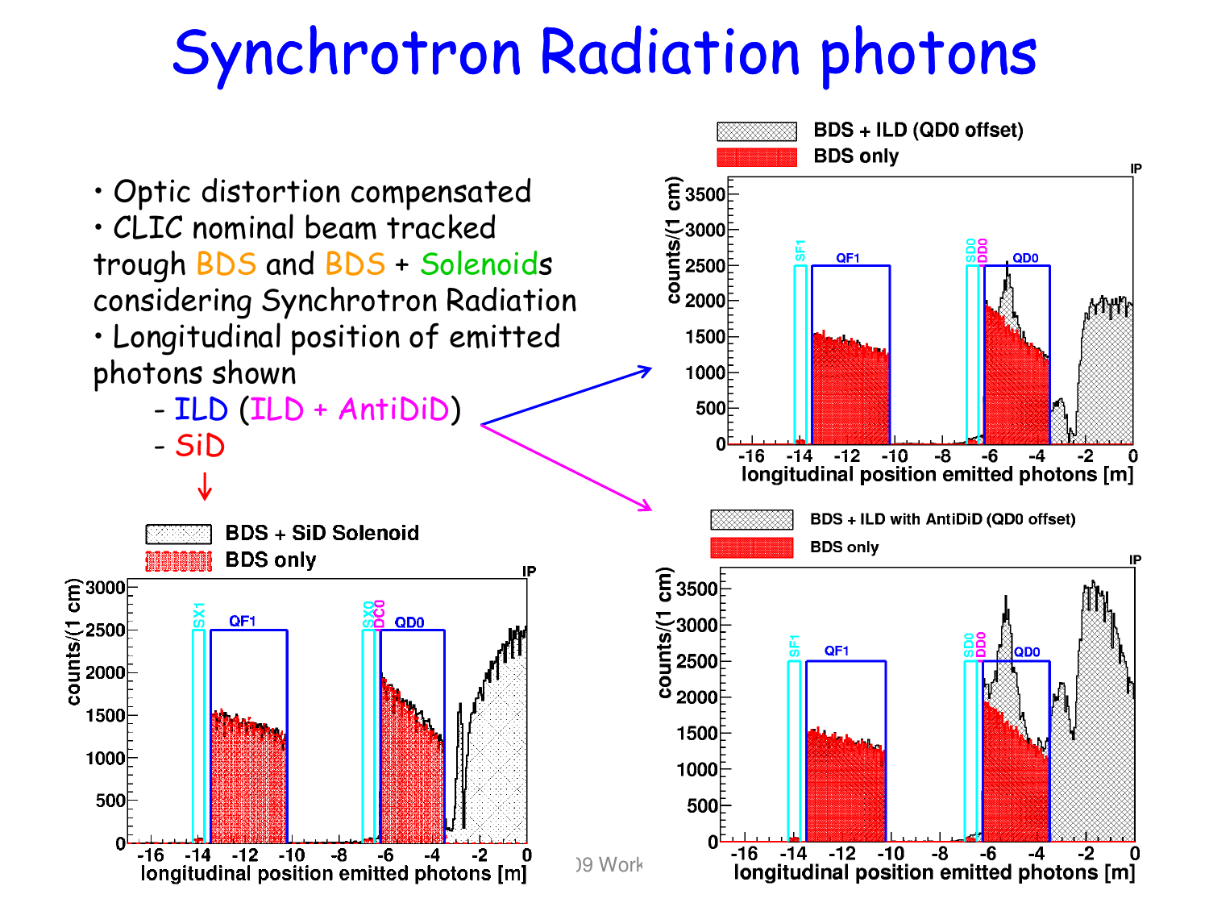# Synchrotron Radiation photons

- Optic distortion compensated
- CLIC nominal beam tracked trough BDS and BDS + Solenoids considering Synchrotron Radiation
- Longitudinal position of emitted photons shown
  - ILD (ILD + AntiDiD)
  - SiD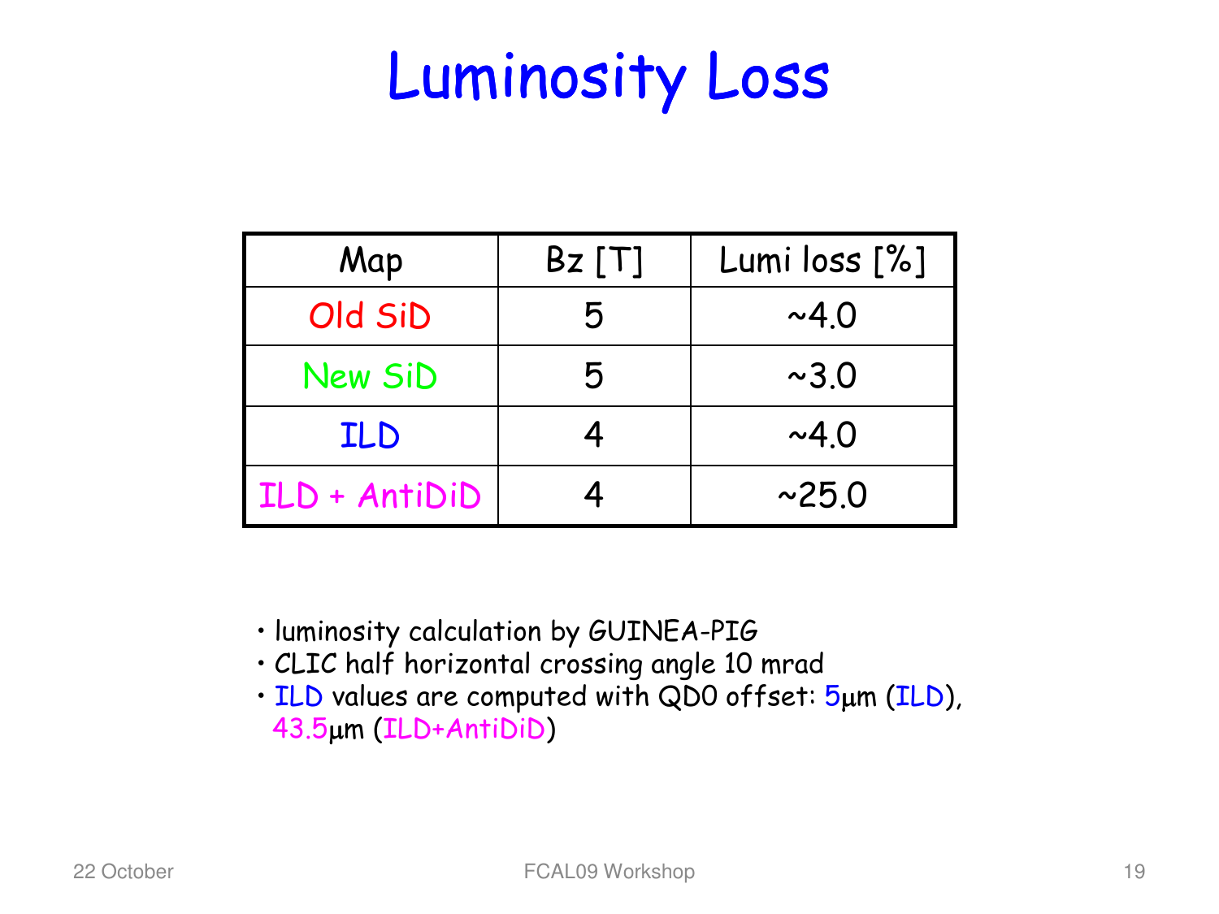# Luminosity Loss

| Map | Bz [T] | Lumi loss [%] |
|---|---|---|
| Old SiD | 5 | ~4.0 |
| New SiD | 5 | ~3.0 |
| ILD | 4 | ~4.0 |
| ILD + AntiDiD | 4 | ~25.0 |

- luminosity calculation by GUINEA-PIG
- CLIC half horizontal crossing angle 10 mrad
- ILD values are computed with QD0 offset: 5μm (ILD), 43.5μm (ILD+AntiDiD)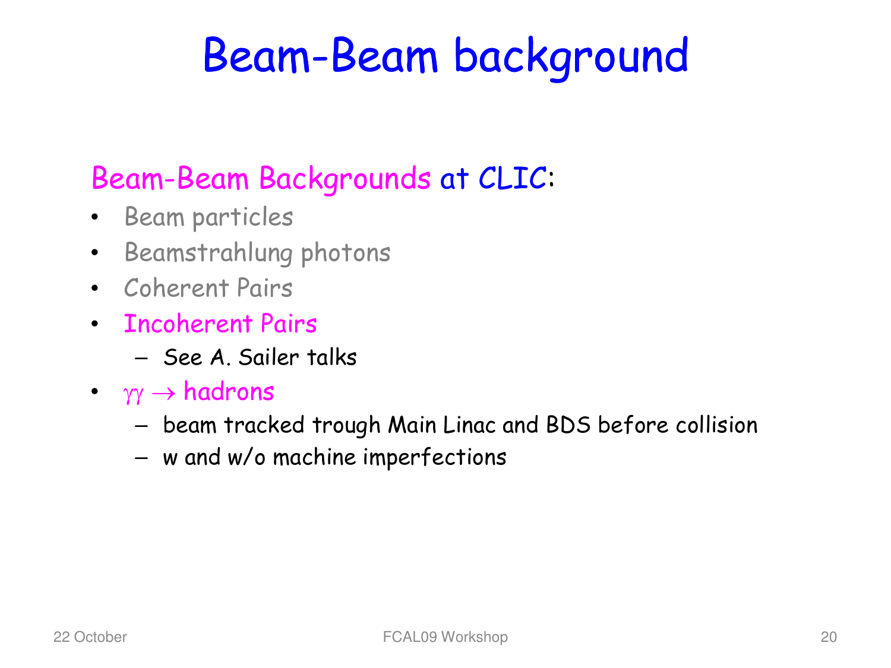# Beam-Beam background

Beam-Beam Backgrounds at CLIC:

- Beam particles
- Beamstrahlung photons
- Coherent Pairs
- Incoherent Pairs
  - See A. Sailer talks
- $\gamma\gamma \rightarrow$ hadrons
  - beam tracked trough Main Linac and BDS before collision
  - w and w/o machine imperfections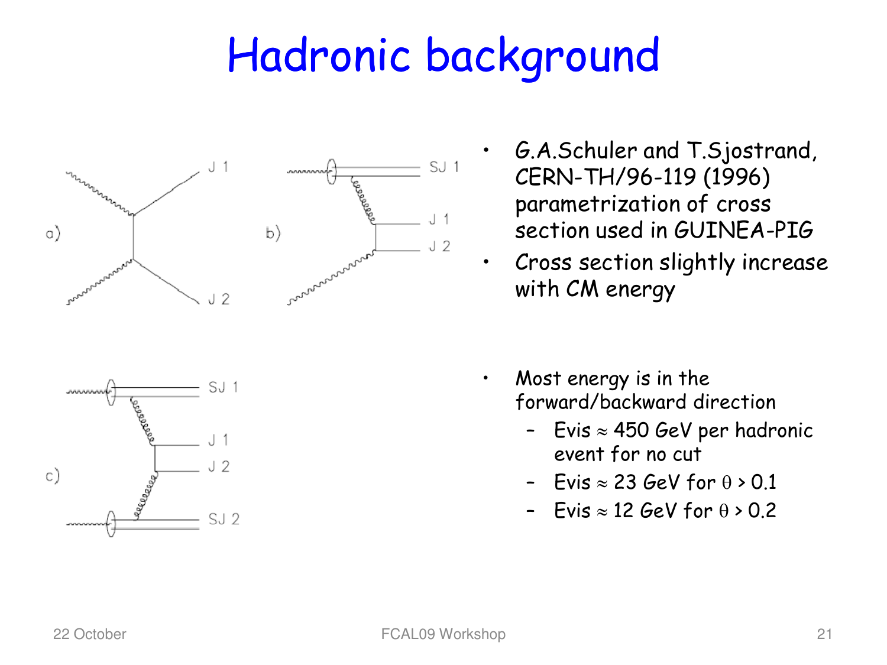# Hadronic background

a) b) c)

J 1, J 2, SJ 1, SJ 2

- G.A.Schuler and T.Sjostrand, CERN-TH/96-119 (1996) parametrization of cross section used in GUINEA-PIG
- Cross section slightly increase with CM energy

- Most energy is in the forward/backward direction
  - Evis ≈ 450 GeV per hadronic event for no cut
  - Evis ≈ 23 GeV for $\theta > 0.1$
  - Evis ≈ 12 GeV for $\theta > 0.2$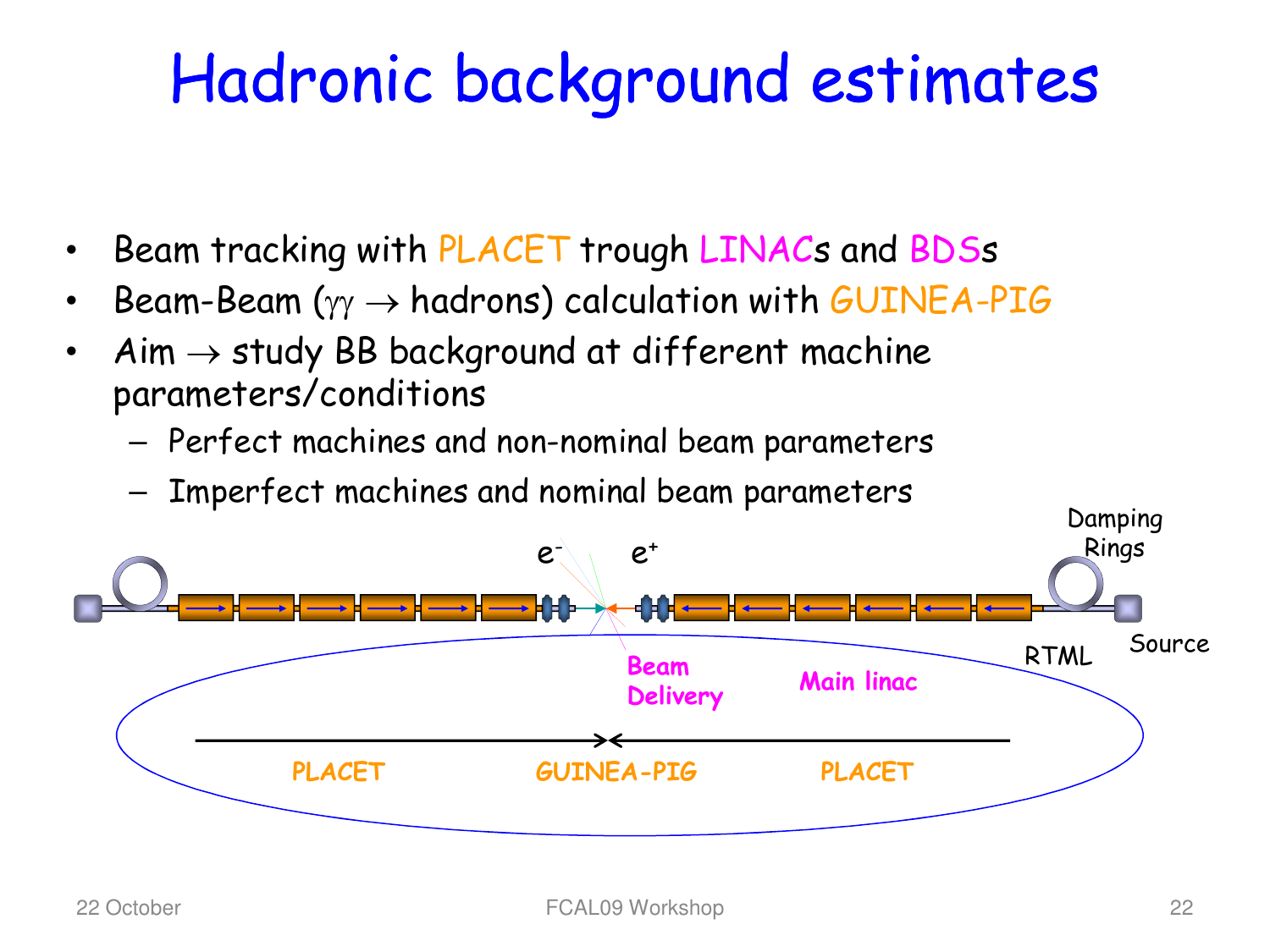# Hadronic background estimates

- Beam tracking with PLACET trough LINACs and BDSs
- Beam-Beam ($\gamma\gamma \rightarrow$ hadrons) calculation with GUINEA-PIG
- Aim $\rightarrow$ study BB background at different machine parameters/conditions
  - Perfect machines and non-nominal beam parameters
  - Imperfect machines and nominal beam parameters

$e^-$ $e^+$ Damping Rings

Beam Delivery Main linac RTML Source

PLACET GUINEA-PIG PLACET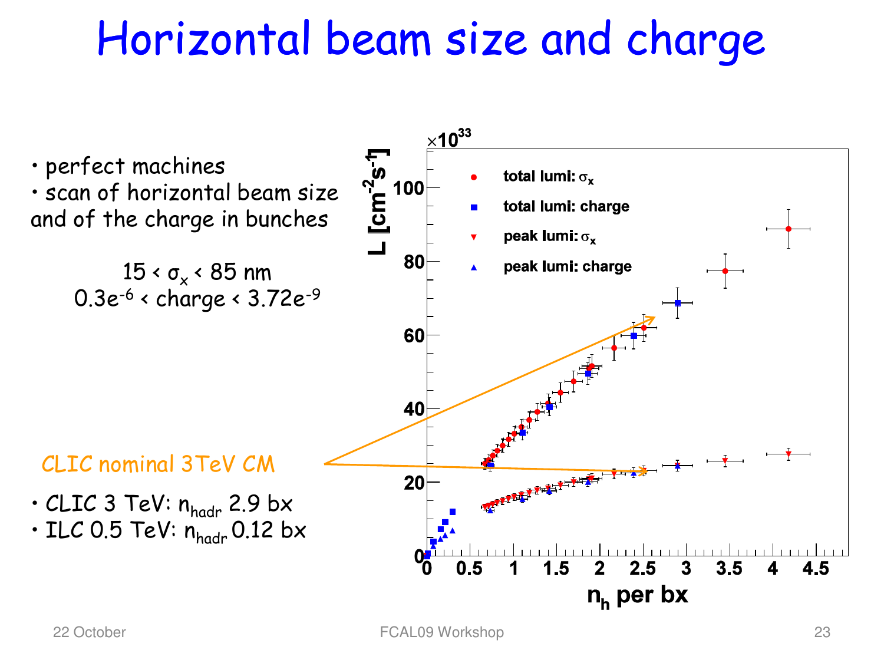# Horizontal beam size and charge

- perfect machines
- scan of horizontal beam size and of the charge in bunches

$15 < \sigma_x < 85$ nm
$0.3e^{-6} <$ charge $< 3.72e^{-9}$

CLIC nominal 3TeV CM

- CLIC 3 TeV: $n_{hadr}$ 2.9 bx
- ILC 0.5 TeV: $n_{hadr}$ 0.12 bx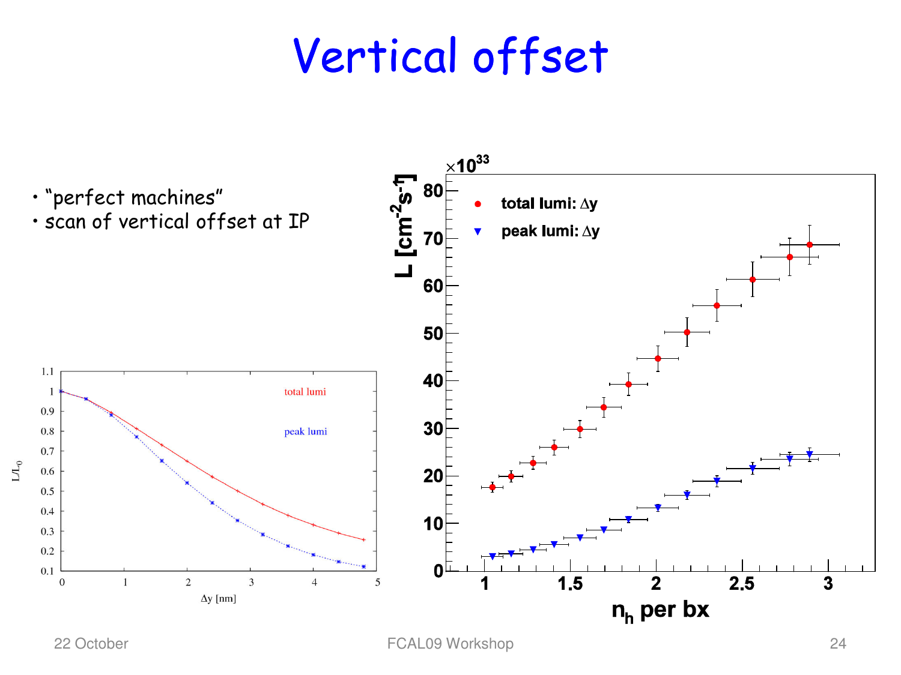# Vertical offset

- "perfect machines"
- scan of vertical offset at IP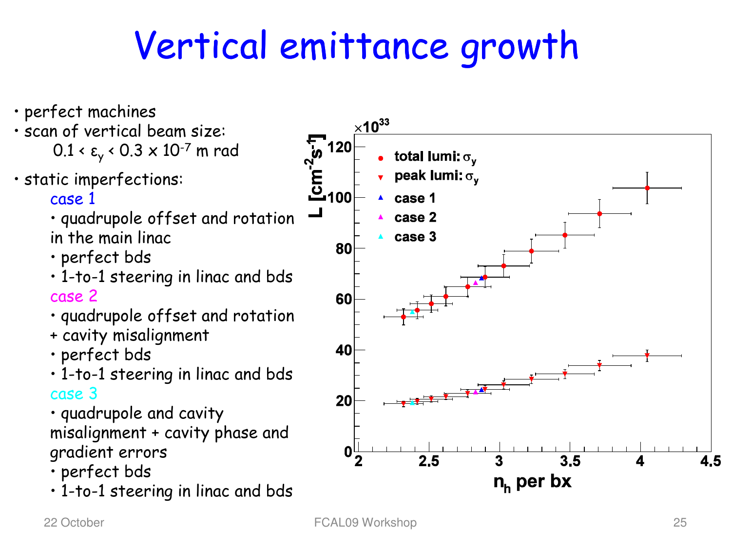# Vertical emittance growth

- perfect machines
- scan of vertical beam size:
  $0.1 < \varepsilon_y < 0.3 \times 10^{-7}$ m rad
- static imperfections:
  - case 1
    - quadrupole offset and rotation in the main linac
    - perfect bds
    - 1-to-1 steering in linac and bds
  - case 2
    - quadrupole offset and rotation + cavity misalignment
    - perfect bds
    - 1-to-1 steering in linac and bds
  - case 3
    - quadrupole and cavity misalignment + cavity phase and gradient errors
    - perfect bds
    - 1-to-1 steering in linac and bds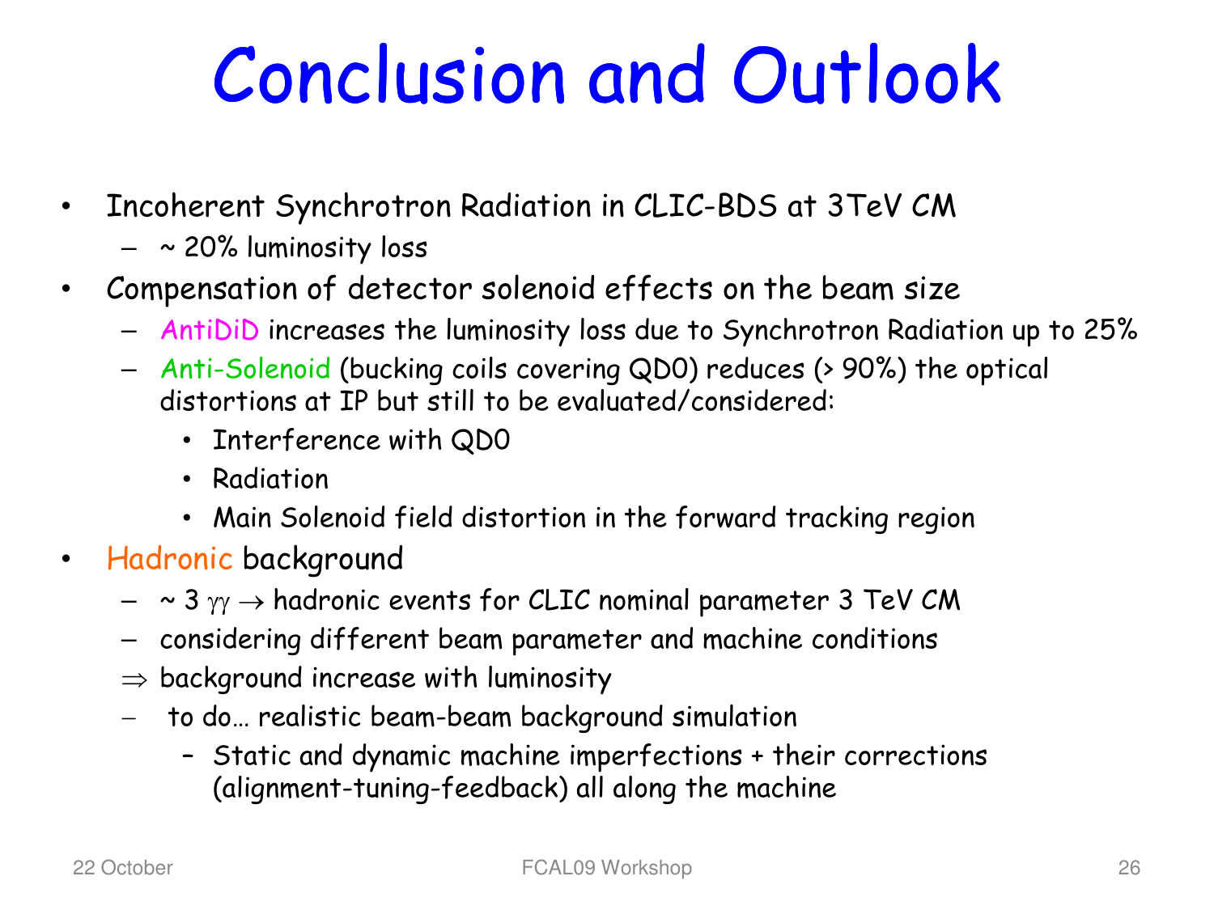# Conclusion and Outlook

- Incoherent Synchrotron Radiation in CLIC-BDS at 3TeV CM
  - ~ 20% luminosity loss
- Compensation of detector solenoid effects on the beam size
  - AntiDiD increases the luminosity loss due to Synchrotron Radiation up to 25%
  - Anti-Solenoid (bucking coils covering QD0) reduces (> 90%) the optical distortions at IP but still to be evaluated/considered:
    - Interference with QD0
    - Radiation
    - Main Solenoid field distortion in the forward tracking region
- Hadronic background
  - ~ 3 $\gamma\gamma \rightarrow$ hadronic events for CLIC nominal parameter 3 TeV CM
  - considering different beam parameter and machine conditions
  - $\Rightarrow$ background increase with luminosity
  - to do… realistic beam-beam background simulation
    - Static and dynamic machine imperfections + their corrections (alignment-tuning-feedback) all along the machine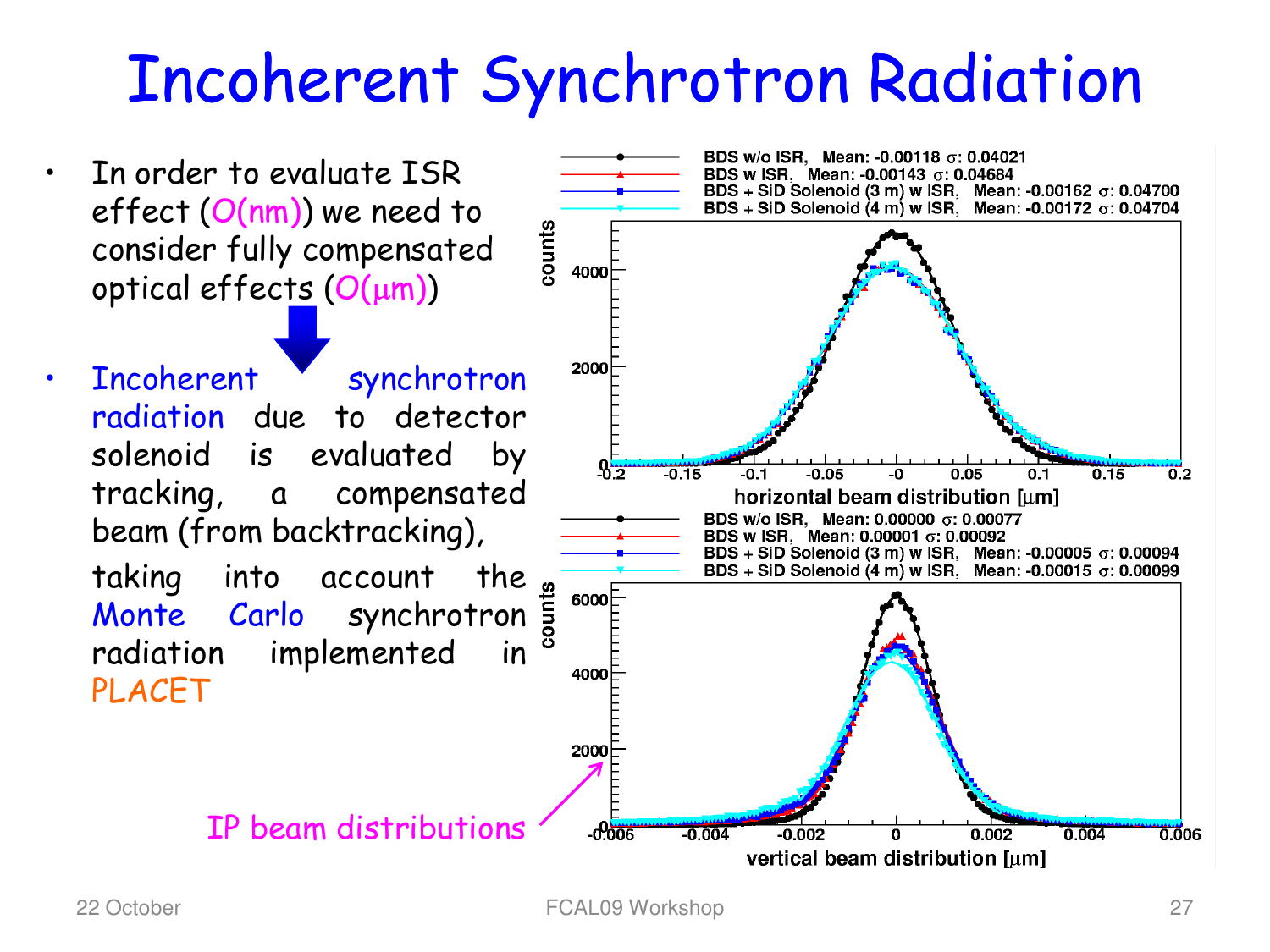# Incoherent Synchrotron Radiation

- In order to evaluate ISR effect (O(nm)) we need to consider fully compensated optical effects (O(μm))
- Incoherent synchrotron radiation due to detector solenoid is evaluated by tracking, a compensated beam (from backtracking), taking into account the Monte Carlo synchrotron radiation implemented in PLACET

IP beam distributions

BDS w/o ISR, Mean: -0.00118 σ: 0.04021
BDS w ISR, Mean: -0.00143 σ: 0.04684
BDS + SiD Solenoid (3 m) w ISR, Mean: -0.00162 σ: 0.04700
BDS + SiD Solenoid (4 m) w ISR, Mean: -0.00172 σ: 0.04704

counts
0
2000
4000

-0.2 -0.15 -0.1 -0.05 -0 0.05 0.1 0.15 0.2
horizontal beam distribution [μm]

BDS w/o ISR, Mean: 0.00000 σ: 0.00077
BDS w ISR, Mean: 0.00001 σ: 0.00092
BDS + SiD Solenoid (3 m) w ISR, Mean: -0.00005 σ: 0.00094
BDS + SiD Solenoid (4 m) w ISR, Mean: -0.00015 σ: 0.00099

counts
0
2000
4000
6000

-0.006 -0.004 -0.002 0 0.002 0.004 0.006
vertical beam distribution [μm]